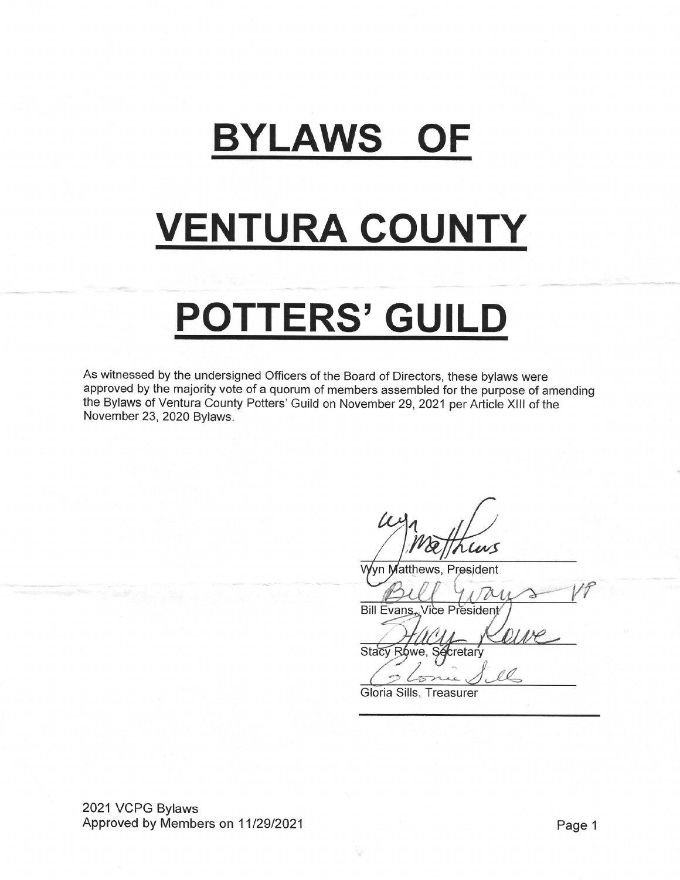# BYLAWS OF

# VENTURA COUNTY

# POTTERS' GUILD

As witnessed by the undersigned Officers of the Board of Directors, these bylaws were approved by the majority vote of a quorum of members assembled for the purpose of amending the Bylaws of Ventura County Potters' Guild on November 29, 2021 per Article XIII of the November 23, 2020 Bylaws.

Wyn Matthews, President

Bill Evans, Vice President

Stacy Rowe, Secretary

Gloria Sills, Treasurer

2021 VCPG Bylaws
Approved by Members on 11/29/2021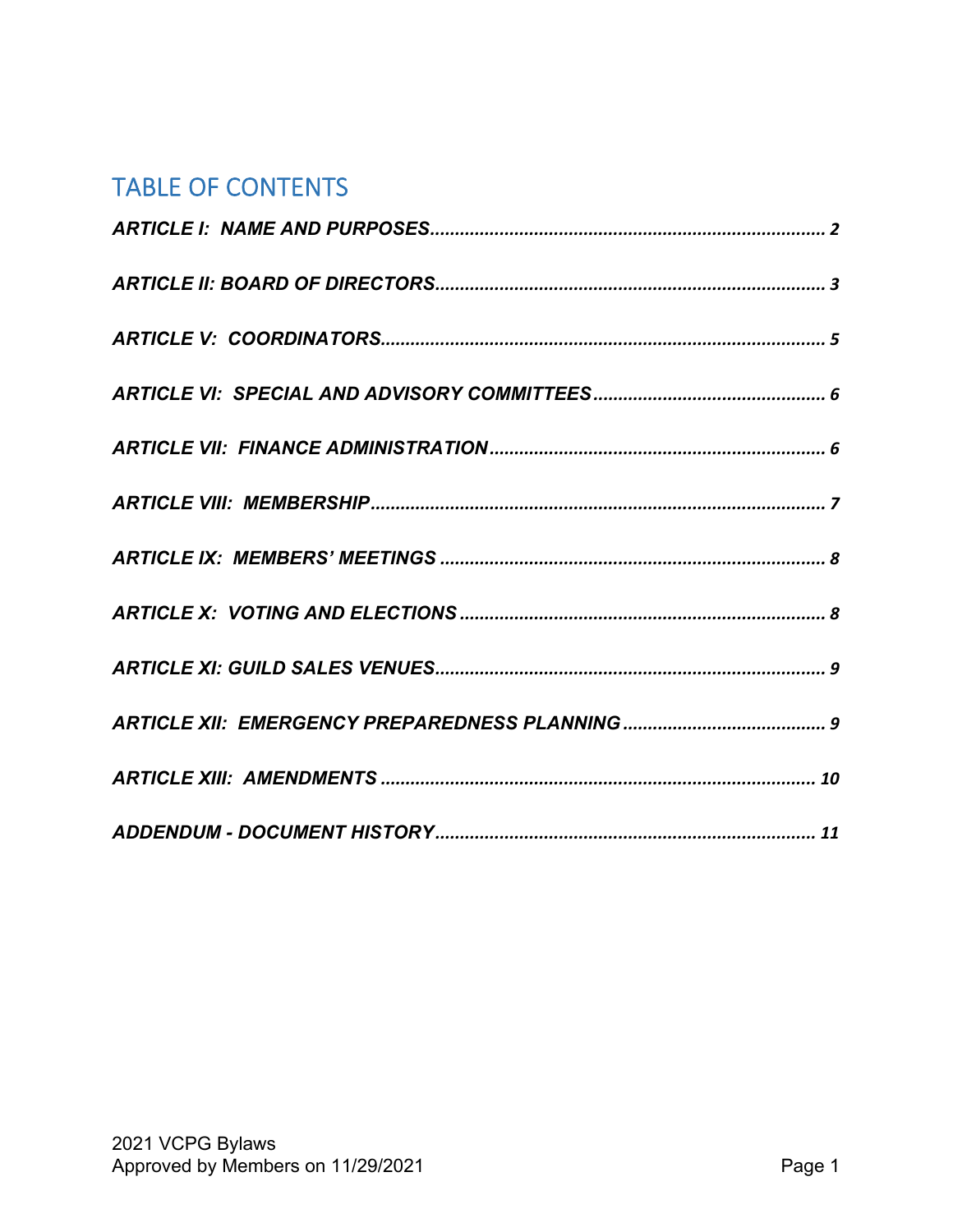# TABLE OF CONTENTS

***ARTICLE I: NAME AND PURPOSES*** ............................................................................ 2

***ARTICLE II: BOARD OF DIRECTORS*** ......................................................................... 3

***ARTICLE V: COORDINATORS*** .................................................................................... 5

***ARTICLE VI: SPECIAL AND ADVISORY COMMITTEES*** ............................................ 6

***ARTICLE VII: FINANCE ADMINISTRATION*** ............................................................... 6

***ARTICLE VIII: MEMBERSHIP*** ..................................................................................... 7

***ARTICLE IX: MEMBERS' MEETINGS*** ......................................................................... 8

***ARTICLE X: VOTING AND ELECTIONS*** ..................................................................... 8

***ARTICLE XI: GUILD SALES VENUES*** ........................................................................ 9

***ARTICLE XII: EMERGENCY PREPAREDNESS PLANNING*** ..................................... 9

***ARTICLE XIII: AMENDMENTS*** .................................................................................... 10

***ADDENDUM - DOCUMENT HISTORY*** ....................................................................... 11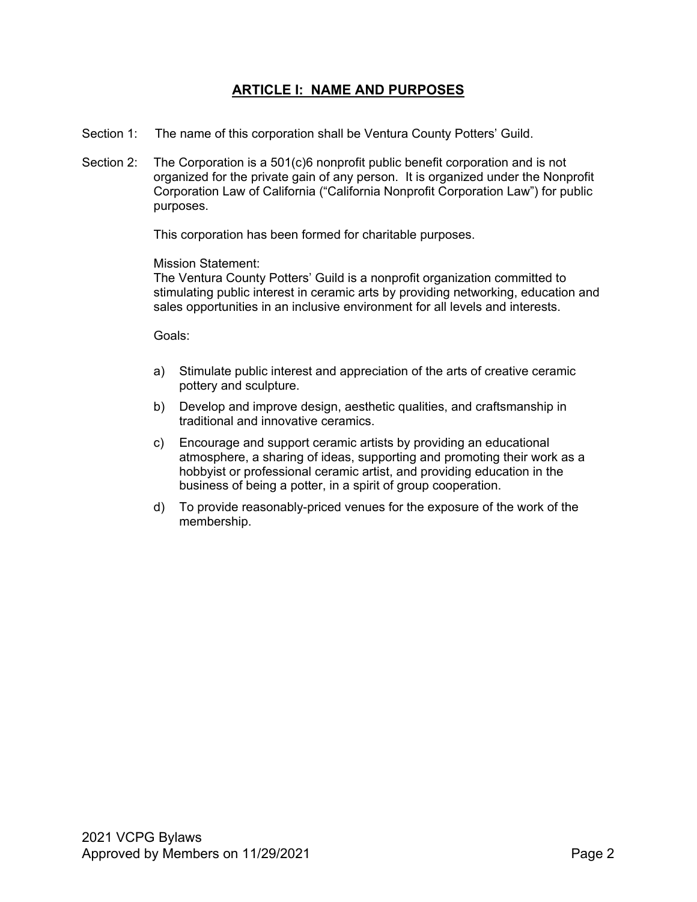## ARTICLE I: NAME AND PURPOSES

Section 1: The name of this corporation shall be Ventura County Potters' Guild.

Section 2: The Corporation is a 501(c)6 nonprofit public benefit corporation and is not organized for the private gain of any person. It is organized under the Nonprofit Corporation Law of California ("California Nonprofit Corporation Law") for public purposes.

This corporation has been formed for charitable purposes.

Mission Statement:
The Ventura County Potters' Guild is a nonprofit organization committed to stimulating public interest in ceramic arts by providing networking, education and sales opportunities in an inclusive environment for all levels and interests.

Goals:

a) Stimulate public interest and appreciation of the arts of creative ceramic pottery and sculpture.

b) Develop and improve design, aesthetic qualities, and craftsmanship in traditional and innovative ceramics.

c) Encourage and support ceramic artists by providing an educational atmosphere, a sharing of ideas, supporting and promoting their work as a hobbyist or professional ceramic artist, and providing education in the business of being a potter, in a spirit of group cooperation.

d) To provide reasonably-priced venues for the exposure of the work of the membership.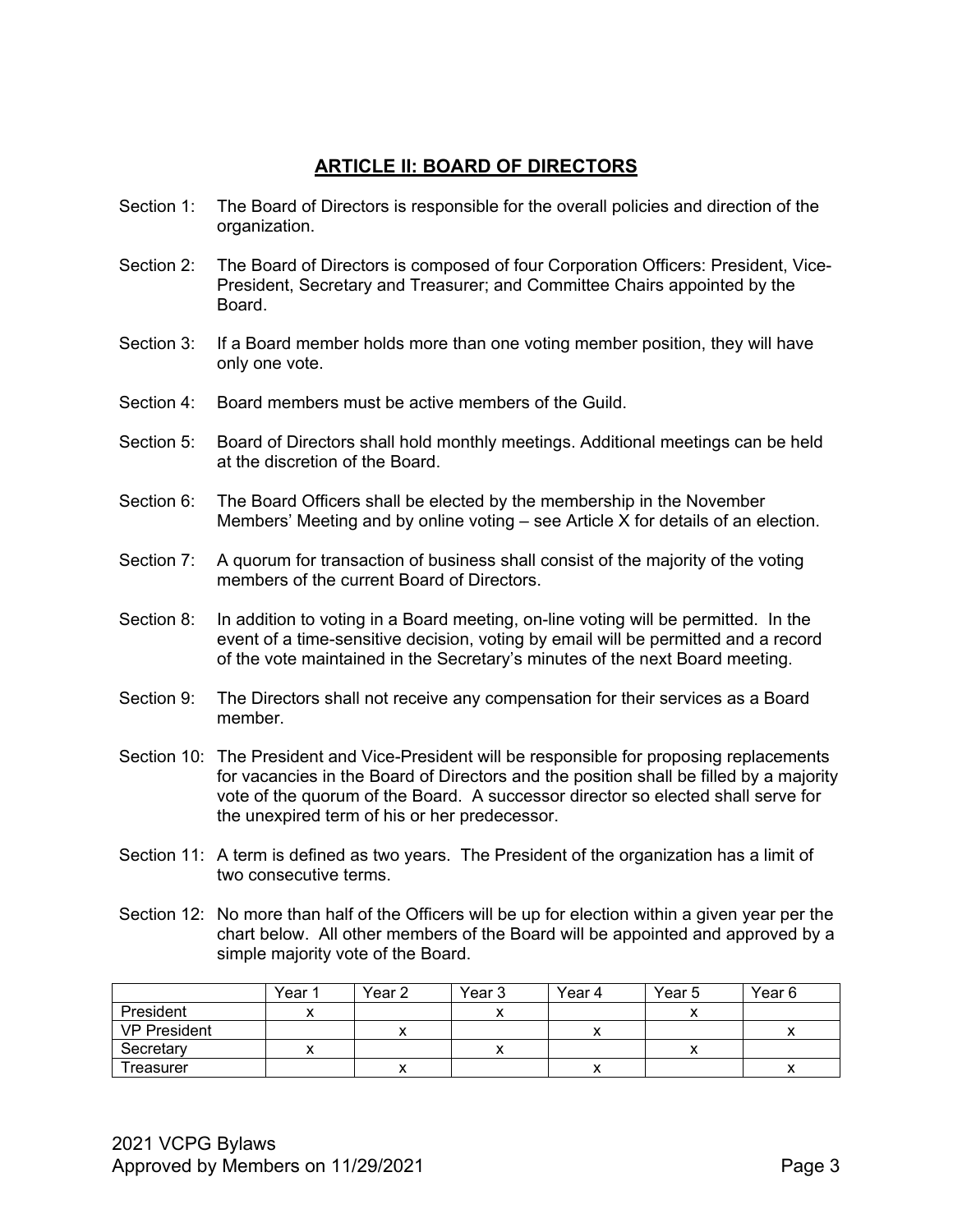## ARTICLE II: BOARD OF DIRECTORS

Section 1: The Board of Directors is responsible for the overall policies and direction of the organization.

Section 2: The Board of Directors is composed of four Corporation Officers: President, Vice-President, Secretary and Treasurer; and Committee Chairs appointed by the Board.

Section 3: If a Board member holds more than one voting member position, they will have only one vote.

Section 4: Board members must be active members of the Guild.

Section 5: Board of Directors shall hold monthly meetings. Additional meetings can be held at the discretion of the Board.

Section 6: The Board Officers shall be elected by the membership in the November Members' Meeting and by online voting – see Article X for details of an election.

Section 7: A quorum for transaction of business shall consist of the majority of the voting members of the current Board of Directors.

Section 8: In addition to voting in a Board meeting, on-line voting will be permitted. In the event of a time-sensitive decision, voting by email will be permitted and a record of the vote maintained in the Secretary's minutes of the next Board meeting.

Section 9: The Directors shall not receive any compensation for their services as a Board member.

Section 10: The President and Vice-President will be responsible for proposing replacements for vacancies in the Board of Directors and the position shall be filled by a majority vote of the quorum of the Board. A successor director so elected shall serve for the unexpired term of his or her predecessor.

Section 11: A term is defined as two years. The President of the organization has a limit of two consecutive terms.

Section 12: No more than half of the Officers will be up for election within a given year per the chart below. All other members of the Board will be appointed and approved by a simple majority vote of the Board.

| | Year 1 | Year 2 | Year 3 | Year 4 | Year 5 | Year 6 |
|---|---|---|---|---|---|---|
| President | x | | x | | x | |
| VP President | | x | | x | | x |
| Secretary | x | | x | | x | |
| Treasurer | | x | | x | | x |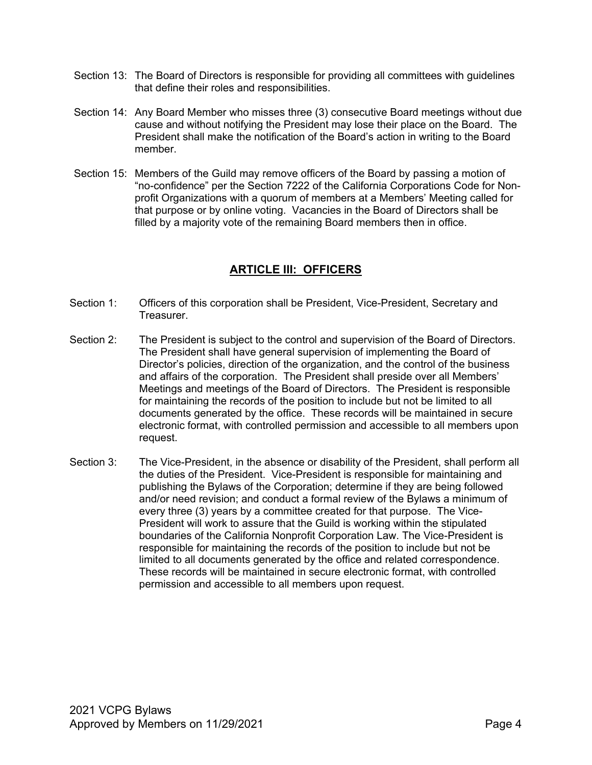Section 13: The Board of Directors is responsible for providing all committees with guidelines that define their roles and responsibilities.

Section 14: Any Board Member who misses three (3) consecutive Board meetings without due cause and without notifying the President may lose their place on the Board. The President shall make the notification of the Board's action in writing to the Board member.

Section 15: Members of the Guild may remove officers of the Board by passing a motion of "no-confidence" per the Section 7222 of the California Corporations Code for Non-profit Organizations with a quorum of members at a Members' Meeting called for that purpose or by online voting. Vacancies in the Board of Directors shall be filled by a majority vote of the remaining Board members then in office.

## ARTICLE III: OFFICERS

Section 1: Officers of this corporation shall be President, Vice-President, Secretary and Treasurer.

Section 2: The President is subject to the control and supervision of the Board of Directors. The President shall have general supervision of implementing the Board of Director's policies, direction of the organization, and the control of the business and affairs of the corporation. The President shall preside over all Members' Meetings and meetings of the Board of Directors. The President is responsible for maintaining the records of the position to include but not be limited to all documents generated by the office. These records will be maintained in secure electronic format, with controlled permission and accessible to all members upon request.

Section 3: The Vice-President, in the absence or disability of the President, shall perform all the duties of the President. Vice-President is responsible for maintaining and publishing the Bylaws of the Corporation; determine if they are being followed and/or need revision; and conduct a formal review of the Bylaws a minimum of every three (3) years by a committee created for that purpose. The Vice-President will work to assure that the Guild is working within the stipulated boundaries of the California Nonprofit Corporation Law. The Vice-President is responsible for maintaining the records of the position to include but not be limited to all documents generated by the office and related correspondence. These records will be maintained in secure electronic format, with controlled permission and accessible to all members upon request.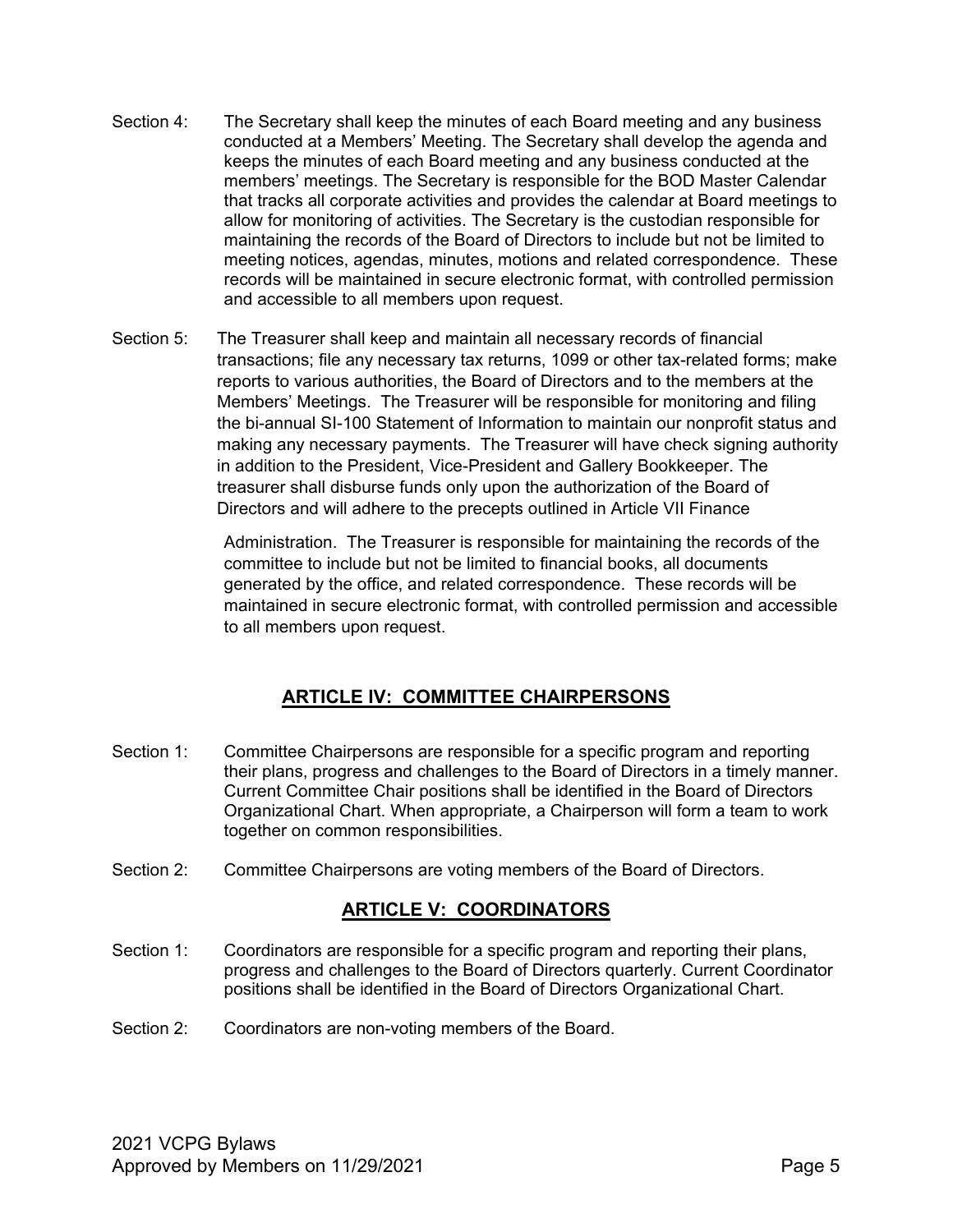Section 4: The Secretary shall keep the minutes of each Board meeting and any business conducted at a Members' Meeting. The Secretary shall develop the agenda and keeps the minutes of each Board meeting and any business conducted at the members' meetings. The Secretary is responsible for the BOD Master Calendar that tracks all corporate activities and provides the calendar at Board meetings to allow for monitoring of activities. The Secretary is the custodian responsible for maintaining the records of the Board of Directors to include but not be limited to meeting notices, agendas, minutes, motions and related correspondence. These records will be maintained in secure electronic format, with controlled permission and accessible to all members upon request.

Section 5: The Treasurer shall keep and maintain all necessary records of financial transactions; file any necessary tax returns, 1099 or other tax-related forms; make reports to various authorities, the Board of Directors and to the members at the Members' Meetings. The Treasurer will be responsible for monitoring and filing the bi-annual SI-100 Statement of Information to maintain our nonprofit status and making any necessary payments. The Treasurer will have check signing authority in addition to the President, Vice-President and Gallery Bookkeeper. The treasurer shall disburse funds only upon the authorization of the Board of Directors and will adhere to the precepts outlined in Article VII Finance Administration. The Treasurer is responsible for maintaining the records of the committee to include but not be limited to financial books, all documents generated by the office, and related correspondence. These records will be maintained in secure electronic format, with controlled permission and accessible to all members upon request.

## ARTICLE IV: COMMITTEE CHAIRPERSONS

Section 1: Committee Chairpersons are responsible for a specific program and reporting their plans, progress and challenges to the Board of Directors in a timely manner. Current Committee Chair positions shall be identified in the Board of Directors Organizational Chart. When appropriate, a Chairperson will form a team to work together on common responsibilities.

Section 2: Committee Chairpersons are voting members of the Board of Directors.

## ARTICLE V: COORDINATORS

Section 1: Coordinators are responsible for a specific program and reporting their plans, progress and challenges to the Board of Directors quarterly. Current Coordinator positions shall be identified in the Board of Directors Organizational Chart.

Section 2: Coordinators are non-voting members of the Board.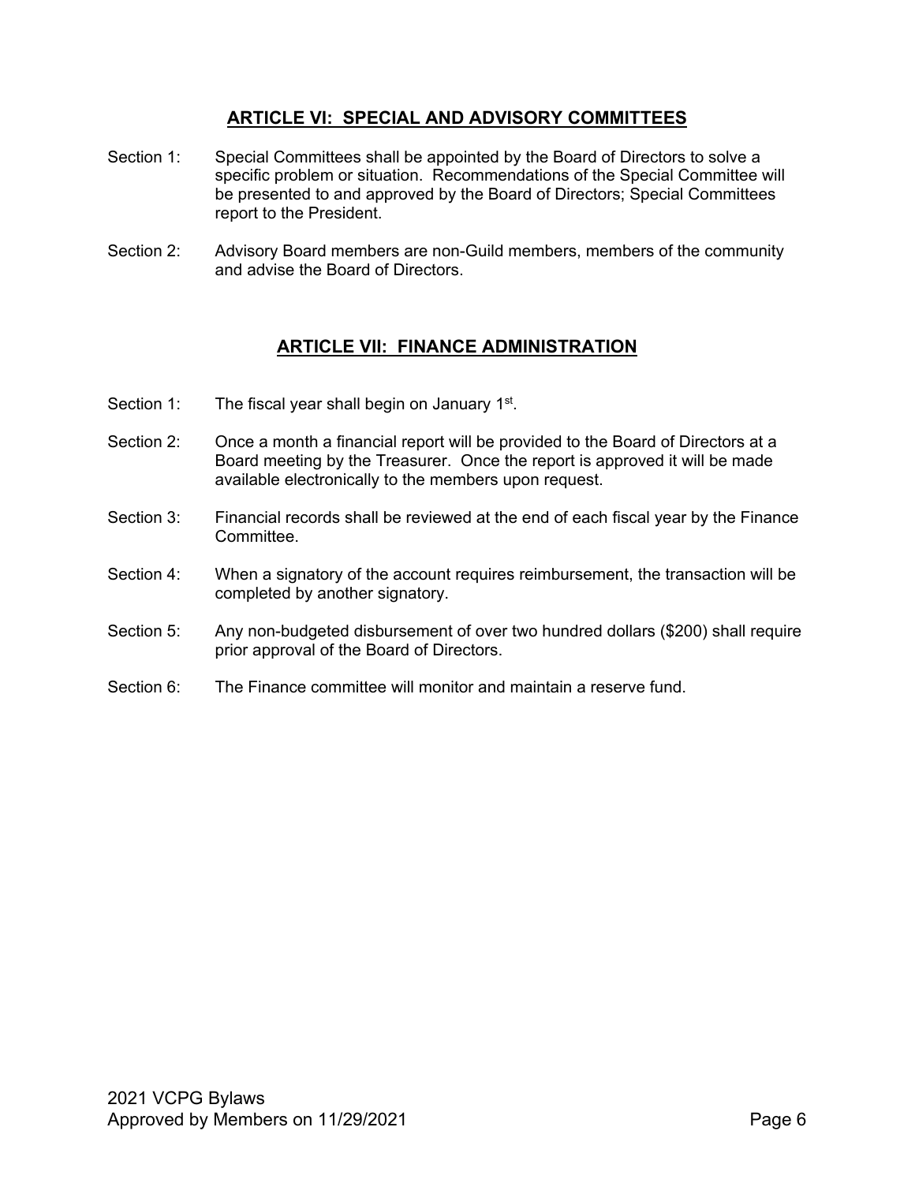## ARTICLE VI: SPECIAL AND ADVISORY COMMITTEES

Section 1: Special Committees shall be appointed by the Board of Directors to solve a specific problem or situation. Recommendations of the Special Committee will be presented to and approved by the Board of Directors; Special Committees report to the President.

Section 2: Advisory Board members are non-Guild members, members of the community and advise the Board of Directors.

## ARTICLE VII: FINANCE ADMINISTRATION

Section 1: The fiscal year shall begin on January 1st.

Section 2: Once a month a financial report will be provided to the Board of Directors at a Board meeting by the Treasurer. Once the report is approved it will be made available electronically to the members upon request.

Section 3: Financial records shall be reviewed at the end of each fiscal year by the Finance Committee.

Section 4: When a signatory of the account requires reimbursement, the transaction will be completed by another signatory.

Section 5: Any non-budgeted disbursement of over two hundred dollars ($200) shall require prior approval of the Board of Directors.

Section 6: The Finance committee will monitor and maintain a reserve fund.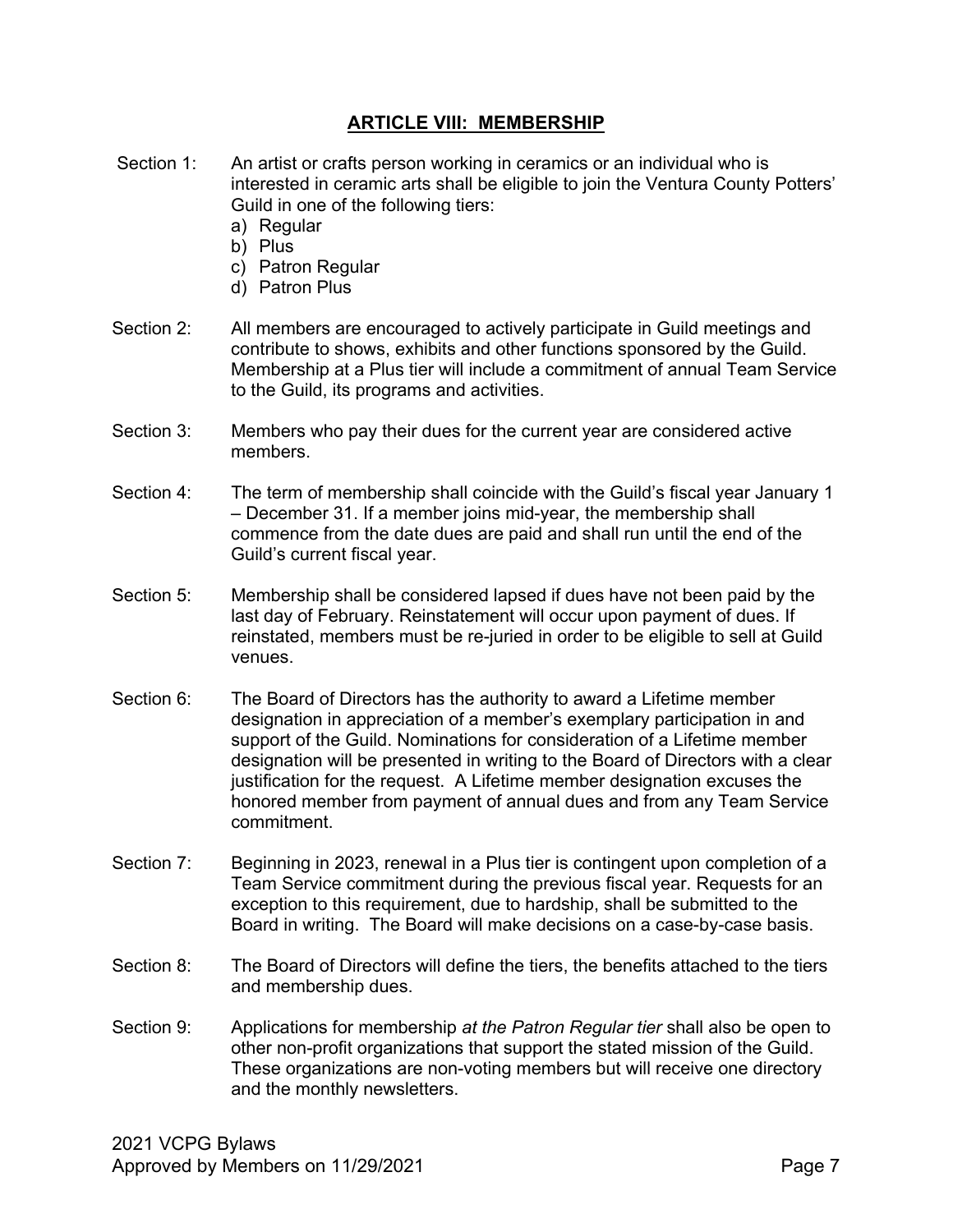## **ARTICLE VIII: MEMBERSHIP**

Section 1: An artist or crafts person working in ceramics or an individual who is interested in ceramic arts shall be eligible to join the Ventura County Potters' Guild in one of the following tiers:

a) Regular
b) Plus
c) Patron Regular
d) Patron Plus

Section 2: All members are encouraged to actively participate in Guild meetings and contribute to shows, exhibits and other functions sponsored by the Guild. Membership at a Plus tier will include a commitment of annual Team Service to the Guild, its programs and activities.

Section 3: Members who pay their dues for the current year are considered active members.

Section 4: The term of membership shall coincide with the Guild's fiscal year January 1 – December 31. If a member joins mid-year, the membership shall commence from the date dues are paid and shall run until the end of the Guild's current fiscal year.

Section 5: Membership shall be considered lapsed if dues have not been paid by the last day of February. Reinstatement will occur upon payment of dues. If reinstated, members must be re-juried in order to be eligible to sell at Guild venues.

Section 6: The Board of Directors has the authority to award a Lifetime member designation in appreciation of a member's exemplary participation in and support of the Guild. Nominations for consideration of a Lifetime member designation will be presented in writing to the Board of Directors with a clear justification for the request. A Lifetime member designation excuses the honored member from payment of annual dues and from any Team Service commitment.

Section 7: Beginning in 2023, renewal in a Plus tier is contingent upon completion of a Team Service commitment during the previous fiscal year. Requests for an exception to this requirement, due to hardship, shall be submitted to the Board in writing. The Board will make decisions on a case-by-case basis.

Section 8: The Board of Directors will define the tiers, the benefits attached to the tiers and membership dues.

Section 9: Applications for membership *at the Patron Regular tier* shall also be open to other non-profit organizations that support the stated mission of the Guild. These organizations are non-voting members but will receive one directory and the monthly newsletters.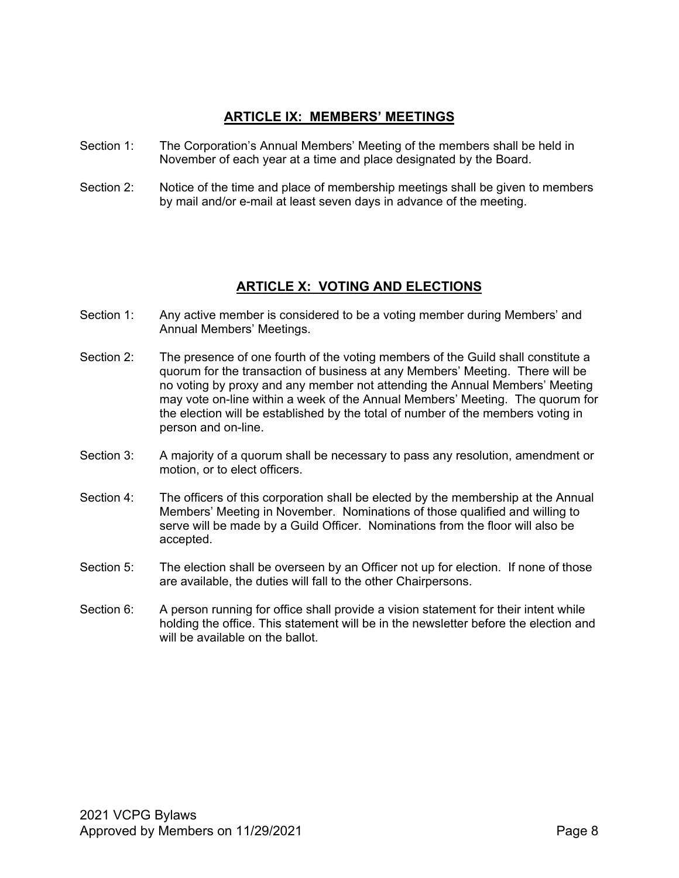## ARTICLE IX: MEMBERS' MEETINGS

Section 1: The Corporation's Annual Members' Meeting of the members shall be held in November of each year at a time and place designated by the Board.

Section 2: Notice of the time and place of membership meetings shall be given to members by mail and/or e-mail at least seven days in advance of the meeting.

## ARTICLE X: VOTING AND ELECTIONS

Section 1: Any active member is considered to be a voting member during Members' and Annual Members' Meetings.

Section 2: The presence of one fourth of the voting members of the Guild shall constitute a quorum for the transaction of business at any Members' Meeting. There will be no voting by proxy and any member not attending the Annual Members' Meeting may vote on-line within a week of the Annual Members' Meeting. The quorum for the election will be established by the total of number of the members voting in person and on-line.

Section 3: A majority of a quorum shall be necessary to pass any resolution, amendment or motion, or to elect officers.

Section 4: The officers of this corporation shall be elected by the membership at the Annual Members' Meeting in November. Nominations of those qualified and willing to serve will be made by a Guild Officer. Nominations from the floor will also be accepted.

Section 5: The election shall be overseen by an Officer not up for election. If none of those are available, the duties will fall to the other Chairpersons.

Section 6: A person running for office shall provide a vision statement for their intent while holding the office. This statement will be in the newsletter before the election and will be available on the ballot.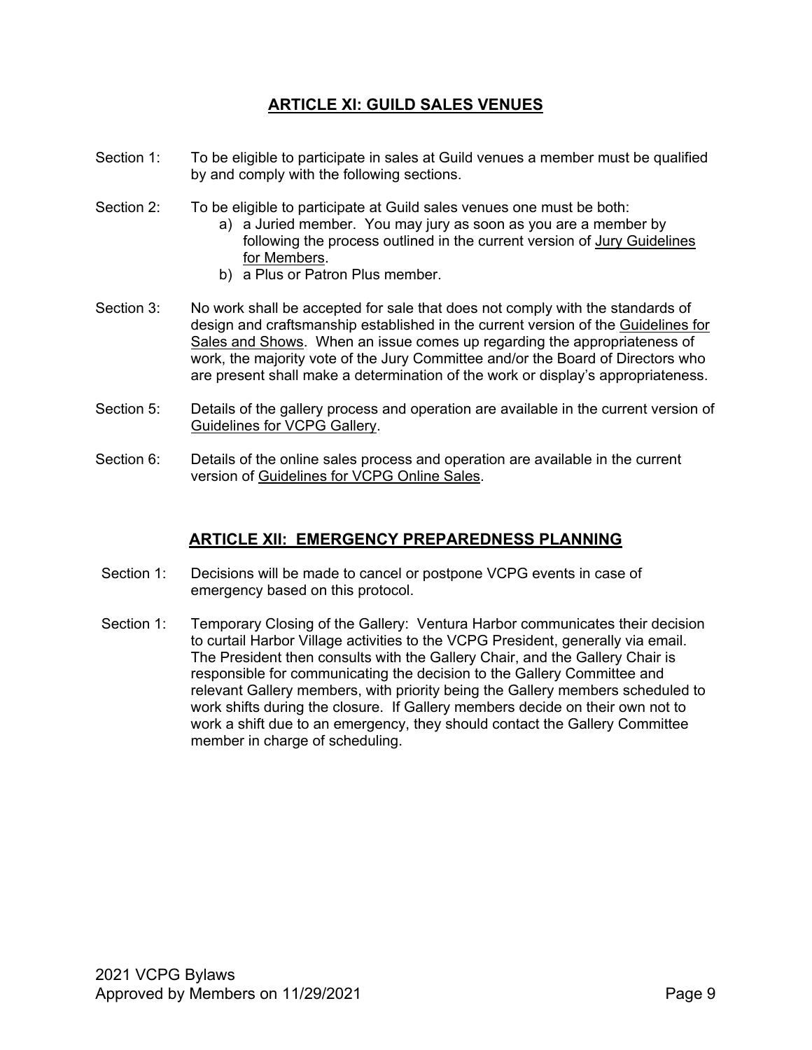## ARTICLE XI: GUILD SALES VENUES

Section 1: To be eligible to participate in sales at Guild venues a member must be qualified by and comply with the following sections.

Section 2: To be eligible to participate at Guild sales venues one must be both:

a) a Juried member. You may jury as soon as you are a member by following the process outlined in the current version of Jury Guidelines for Members.

b) a Plus or Patron Plus member.

Section 3: No work shall be accepted for sale that does not comply with the standards of design and craftsmanship established in the current version of the Guidelines for Sales and Shows. When an issue comes up regarding the appropriateness of work, the majority vote of the Jury Committee and/or the Board of Directors who are present shall make a determination of the work or display's appropriateness.

Section 5: Details of the gallery process and operation are available in the current version of Guidelines for VCPG Gallery.

Section 6: Details of the online sales process and operation are available in the current version of Guidelines for VCPG Online Sales.

## ARTICLE XII: EMERGENCY PREPAREDNESS PLANNING

Section 1: Decisions will be made to cancel or postpone VCPG events in case of emergency based on this protocol.

Section 1: Temporary Closing of the Gallery: Ventura Harbor communicates their decision to curtail Harbor Village activities to the VCPG President, generally via email. The President then consults with the Gallery Chair, and the Gallery Chair is responsible for communicating the decision to the Gallery Committee and relevant Gallery members, with priority being the Gallery members scheduled to work shifts during the closure. If Gallery members decide on their own not to work a shift due to an emergency, they should contact the Gallery Committee member in charge of scheduling.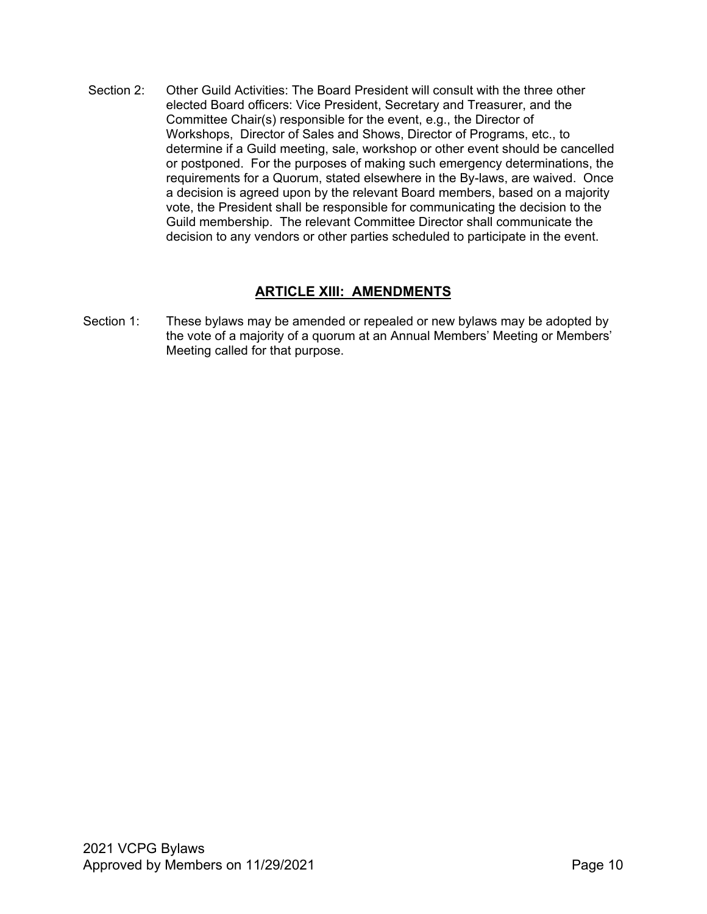Section 2: Other Guild Activities: The Board President will consult with the three other elected Board officers: Vice President, Secretary and Treasurer, and the Committee Chair(s) responsible for the event, e.g., the Director of Workshops, Director of Sales and Shows, Director of Programs, etc., to determine if a Guild meeting, sale, workshop or other event should be cancelled or postponed. For the purposes of making such emergency determinations, the requirements for a Quorum, stated elsewhere in the By-laws, are waived. Once a decision is agreed upon by the relevant Board members, based on a majority vote, the President shall be responsible for communicating the decision to the Guild membership. The relevant Committee Director shall communicate the decision to any vendors or other parties scheduled to participate in the event.

## ARTICLE XIII: AMENDMENTS

Section 1: These bylaws may be amended or repealed or new bylaws may be adopted by the vote of a majority of a quorum at an Annual Members' Meeting or Members' Meeting called for that purpose.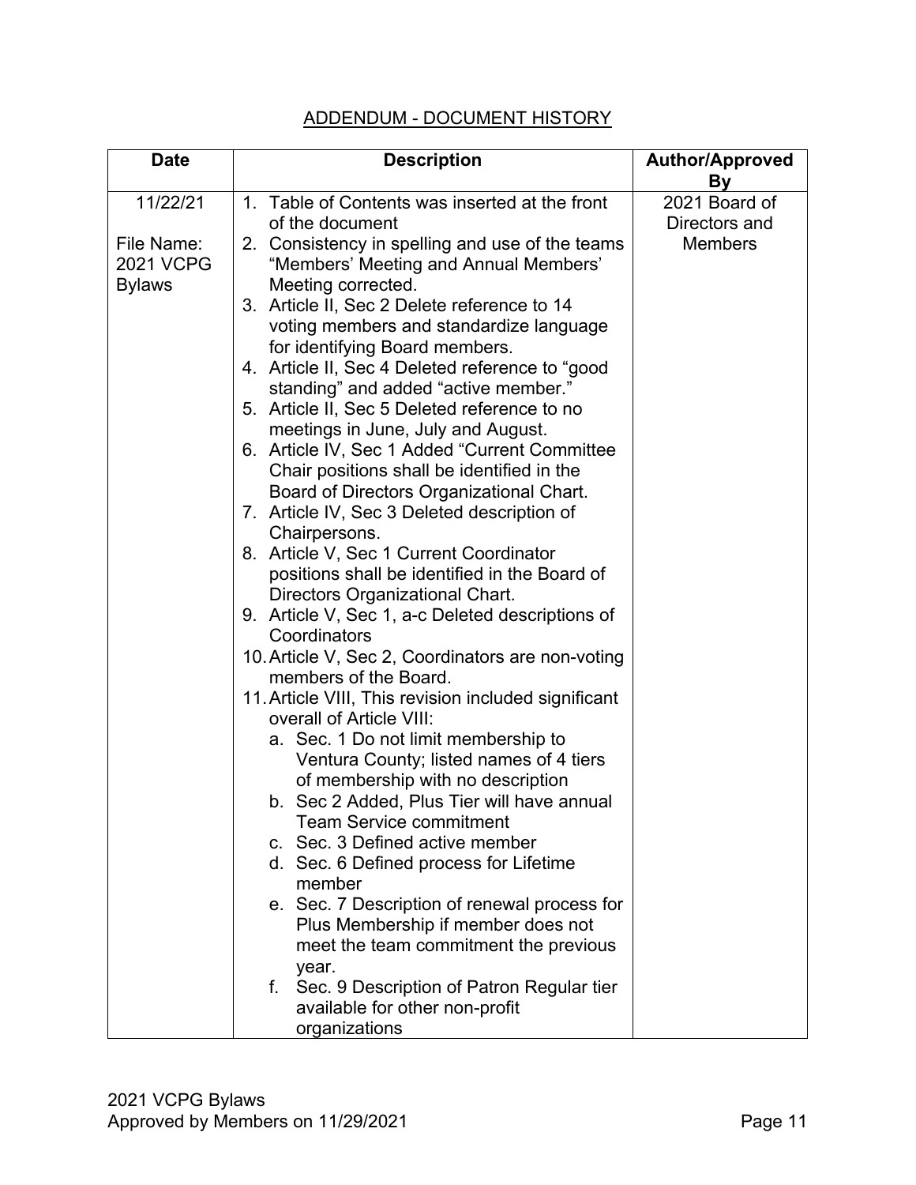## ADDENDUM - DOCUMENT HISTORY

| Date | Description | Author/Approved By |
|---|---|---|
| 11/22/21<br><br>File Name: 2021 VCPG Bylaws | 1. Table of Contents was inserted at the front of the document<br>2. Consistency in spelling and use of the teams "Members' Meeting and Annual Members' Meeting corrected.<br>3. Article II, Sec 2 Delete reference to 14 voting members and standardize language for identifying Board members.<br>4. Article II, Sec 4 Deleted reference to "good standing" and added "active member."<br>5. Article II, Sec 5 Deleted reference to no meetings in June, July and August.<br>6. Article IV, Sec 1 Added "Current Committee Chair positions shall be identified in the Board of Directors Organizational Chart.<br>7. Article IV, Sec 3 Deleted description of Chairpersons.<br>8. Article V, Sec 1 Current Coordinator positions shall be identified in the Board of Directors Organizational Chart.<br>9. Article V, Sec 1, a-c Deleted descriptions of Coordinators<br>10. Article V, Sec 2, Coordinators are non-voting members of the Board.<br>11. Article VIII, This revision included significant overall of Article VIII:<br>a. Sec. 1 Do not limit membership to Ventura County; listed names of 4 tiers of membership with no description<br>b. Sec 2 Added, Plus Tier will have annual Team Service commitment<br>c. Sec. 3 Defined active member<br>d. Sec. 6 Defined process for Lifetime member<br>e. Sec. 7 Description of renewal process for Plus Membership if member does not meet the team commitment the previous year.<br>f. Sec. 9 Description of Patron Regular tier available for other non-profit organizations | 2021 Board of Directors and Members |

2021 VCPG Bylaws
Approved by Members on 11/29/2021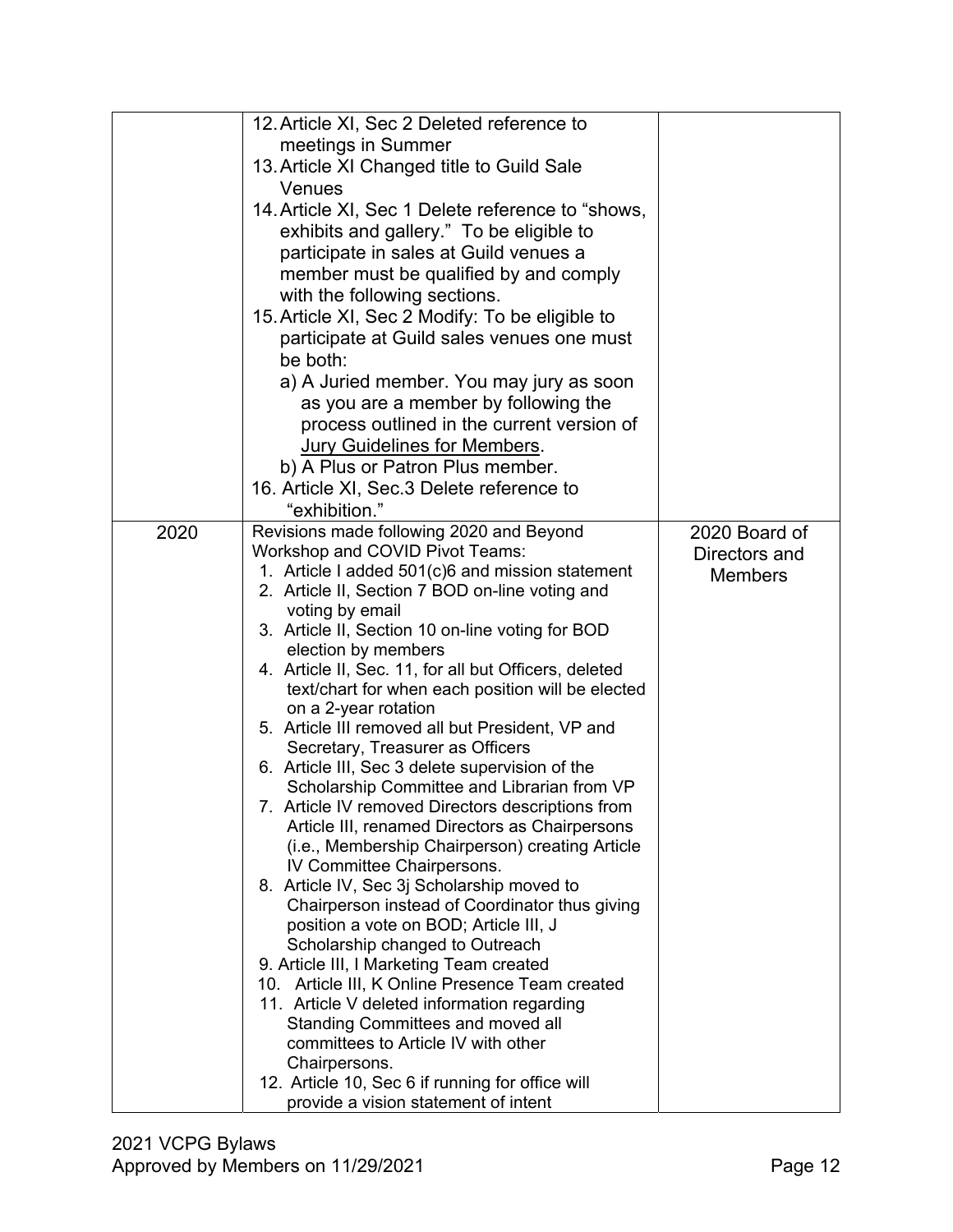|  |  |  |
| --- | --- | --- |
|  | 12. Article XI, Sec 2 Deleted reference to meetings in Summer<br>13. Article XI Changed title to Guild Sale Venues<br>14. Article XI, Sec 1 Delete reference to "shows, exhibits and gallery." To be eligible to participate in sales at Guild venues a member must be qualified by and comply with the following sections.<br>15. Article XI, Sec 2 Modify: To be eligible to participate at Guild sales venues one must be both:<br>a) A Juried member. You may jury as soon as you are a member by following the process outlined in the current version of Jury Guidelines for Members.<br>b) A Plus or Patron Plus member.<br>16. Article XI, Sec.3 Delete reference to "exhibition." |  |
| 2020 | Revisions made following 2020 and Beyond Workshop and COVID Pivot Teams:<br>1. Article I added 501(c)6 and mission statement<br>2. Article II, Section 7 BOD on-line voting and voting by email<br>3. Article II, Section 10 on-line voting for BOD election by members<br>4. Article II, Sec. 11, for all but Officers, deleted text/chart for when each position will be elected on a 2-year rotation<br>5. Article III removed all but President, VP and Secretary, Treasurer as Officers<br>6. Article III, Sec 3 delete supervision of the Scholarship Committee and Librarian from VP<br>7. Article IV removed Directors descriptions from Article III, renamed Directors as Chairpersons (i.e., Membership Chairperson) creating Article IV Committee Chairpersons.<br>8. Article IV, Sec 3j Scholarship moved to Chairperson instead of Coordinator thus giving position a vote on BOD; Article III, J Scholarship changed to Outreach<br>9. Article III, I Marketing Team created<br>10. Article III, K Online Presence Team created<br>11. Article V deleted information regarding Standing Committees and moved all committees to Article IV with other Chairpersons.<br>12. Article 10, Sec 6 if running for office will provide a vision statement of intent | 2020 Board of Directors and Members |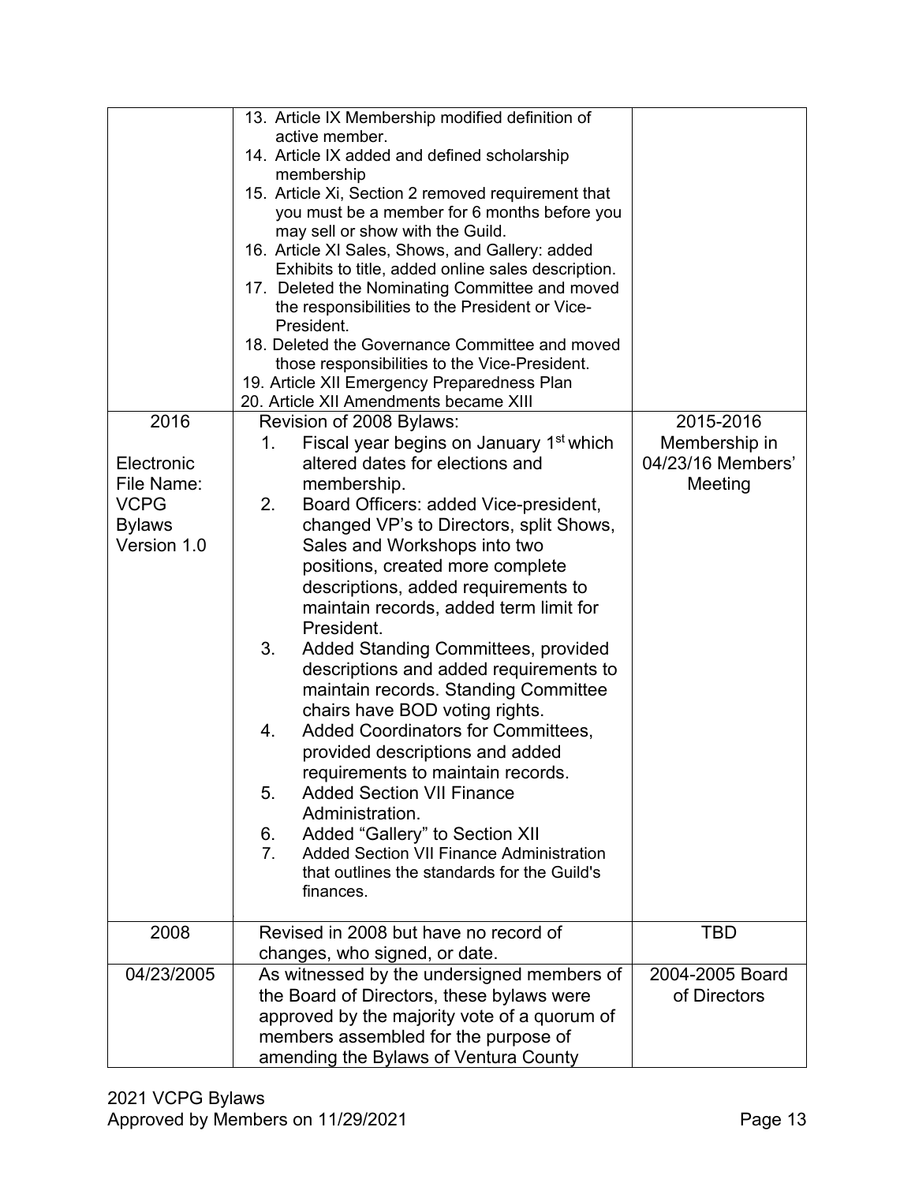| | | |
|---|---|---|
| | 13. Article IX Membership modified definition of active member.<br>14. Article IX added and defined scholarship membership<br>15. Article Xi, Section 2 removed requirement that you must be a member for 6 months before you may sell or show with the Guild.<br>16. Article XI Sales, Shows, and Gallery: added Exhibits to title, added online sales description.<br>17. Deleted the Nominating Committee and moved the responsibilities to the President or Vice-President.<br>18. Deleted the Governance Committee and moved those responsibilities to the Vice-President.<br>19. Article XII Emergency Preparedness Plan<br>20. Article XII Amendments became XIII | |
| 2016<br><br>Electronic File Name: VCPG Bylaws Version 1.0 | Revision of 2008 Bylaws:<br>1. Fiscal year begins on January 1st which altered dates for elections and membership.<br>2. Board Officers: added Vice-president, changed VP's to Directors, split Shows, Sales and Workshops into two positions, created more complete descriptions, added requirements to maintain records, added term limit for President.<br>3. Added Standing Committees, provided descriptions and added requirements to maintain records. Standing Committee chairs have BOD voting rights.<br>4. Added Coordinators for Committees, provided descriptions and added requirements to maintain records.<br>5. Added Section VII Finance Administration.<br>6. Added "Gallery" to Section XII<br>7. Added Section VII Finance Administration that outlines the standards for the Guild's finances. | 2015-2016 Membership in 04/23/16 Members' Meeting |
| 2008 | Revised in 2008 but have no record of changes, who signed, or date. | TBD |
| 04/23/2005 | As witnessed by the undersigned members of the Board of Directors, these bylaws were approved by the majority vote of a quorum of members assembled for the purpose of amending the Bylaws of Ventura County | 2004-2005 Board of Directors |

2021 VCPG Bylaws
Approved by Members on 11/29/2021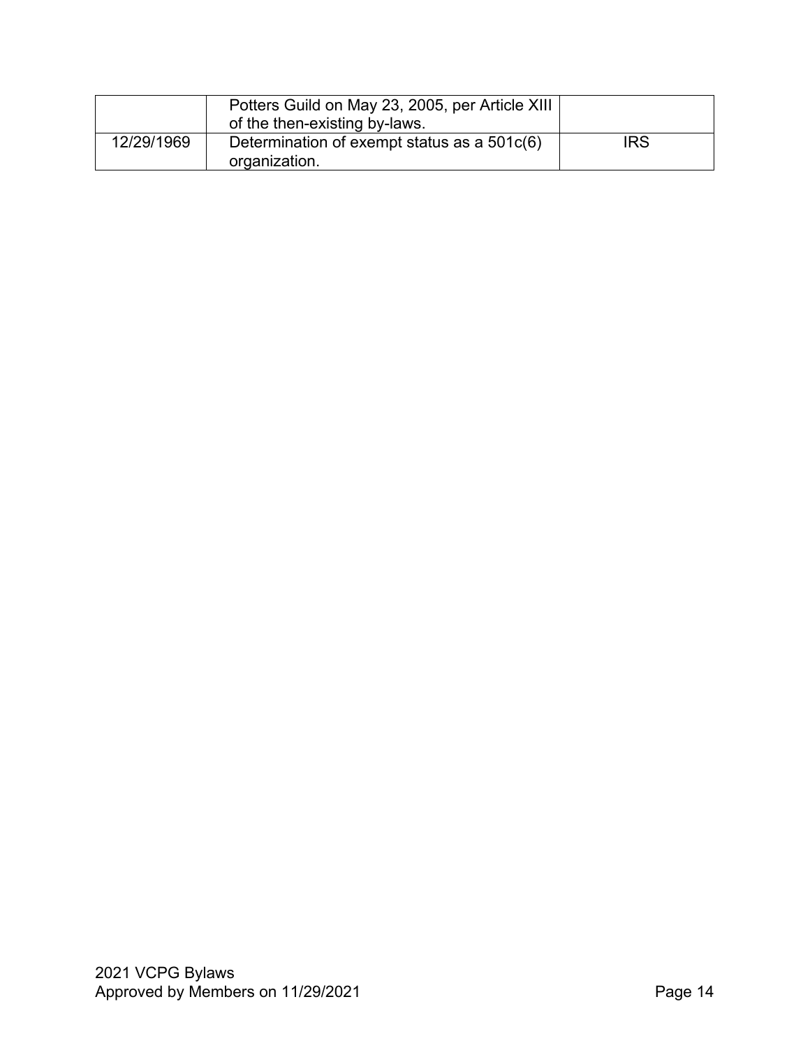| | | |
|---|---|---|
| | Potters Guild on May 23, 2005, per Article XIII of the then-existing by-laws. | |
| 12/29/1969 | Determination of exempt status as a 501c(6) organization. | IRS |